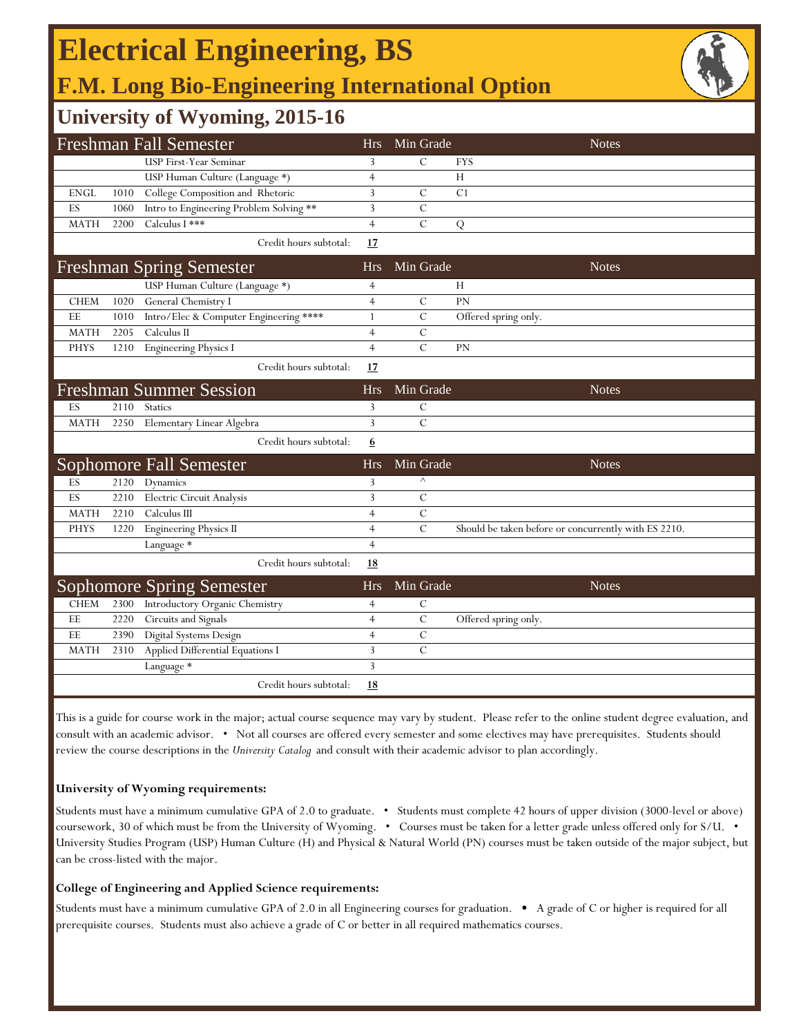# Electrical Engineering, BS

## F.M. Long Bio-Engineering International Option

## University of Wyoming, 2015-16

| Freshman Fall Semester | | | Hrs | Min Grade | Notes |
|---|---|---|---|---|---|
| | | USP First-Year Seminar | 3 | C | FYS |
| | | USP Human Culture (Language *) | 4 | | H |
| ENGL | 1010 | College Composition and Rhetoric | 3 | C | C1 |
| ES | 1060 | Intro to Engineering Problem Solving ** | 3 | C | |
| MATH | 2200 | Calculus I *** | 4 | C | Q |
| | | Credit hours subtotal: | **17** | | |

| Freshman Spring Semester | | | Hrs | Min Grade | Notes |
|---|---|---|---|---|---|
| | | USP Human Culture (Language *) | 4 | | H |
| CHEM | 1020 | General Chemistry I | 4 | C | PN |
| EE | 1010 | Intro/Elec & Computer Engineering **** | 1 | C | Offered spring only. |
| MATH | 2205 | Calculus II | 4 | C | |
| PHYS | 1210 | Engineering Physics I | 4 | C | PN |
| | | Credit hours subtotal: | **17** | | |

| Freshman Summer Session | | | Hrs | Min Grade | Notes |
|---|---|---|---|---|---|
| ES | 2110 | Statics | 3 | C | |
| MATH | 2250 | Elementary Linear Algebra | 3 | C | |
| | | Credit hours subtotal: | **6** | | |

| Sophomore Fall Semester | | | Hrs | Min Grade | Notes |
|---|---|---|---|---|---|
| ES | 2120 | Dynamics | 3 | ^ | |
| ES | 2210 | Electric Circuit Analysis | 3 | C | |
| MATH | 2210 | Calculus III | 4 | C | |
| PHYS | 1220 | Engineering Physics II | 4 | C | Should be taken before or concurrently with ES 2210. |
| | | Language * | 4 | | |
| | | Credit hours subtotal: | **18** | | |

| Sophomore Spring Semester | | | Hrs | Min Grade | Notes |
|---|---|---|---|---|---|
| CHEM | 2300 | Introductory Organic Chemistry | 4 | C | |
| EE | 2220 | Circuits and Signals | 4 | C | Offered spring only. |
| EE | 2390 | Digital Systems Design | 4 | C | |
| MATH | 2310 | Applied Differential Equations I | 3 | C | |
| | | Language * | 3 | | |
| | | Credit hours subtotal: | **18** | | |

This is a guide for course work in the major; actual course sequence may vary by student. Please refer to the online student degree evaluation, and consult with an academic advisor. • Not all courses are offered every semester and some electives may have prerequisites. Students should review the course descriptions in the *University Catalog* and consult with their academic advisor to plan accordingly.

**University of Wyoming requirements:**

Students must have a minimum cumulative GPA of 2.0 to graduate. • Students must complete 42 hours of upper division (3000-level or above) coursework, 30 of which must be from the University of Wyoming. • Courses must be taken for a letter grade unless offered only for S/U. • University Studies Program (USP) Human Culture (H) and Physical & Natural World (PN) courses must be taken outside of the major subject, but can be cross-listed with the major.

**College of Engineering and Applied Science requirements:**

Students must have a minimum cumulative GPA of 2.0 in all Engineering courses for graduation. • A grade of C or higher is required for all prerequisite courses. Students must also achieve a grade of C or better in all required mathematics courses.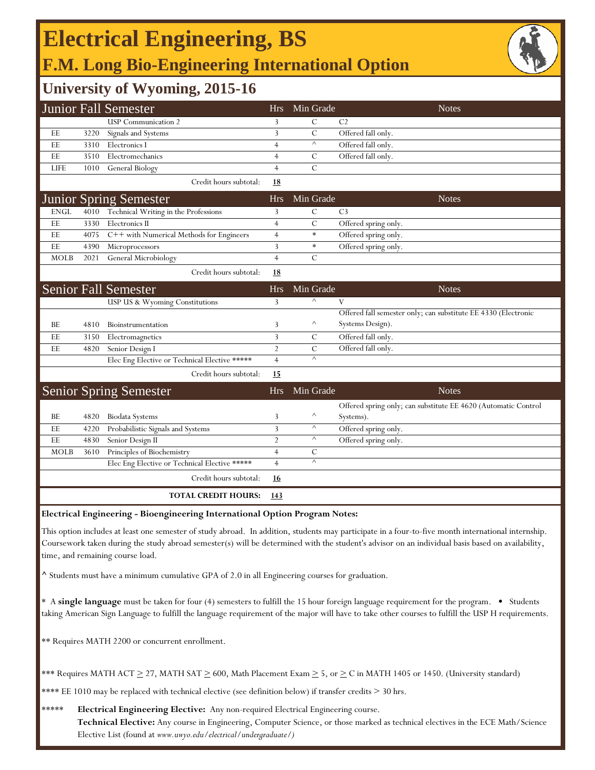# Electrical Engineering, BS

## F.M. Long Bio-Engineering International Option

## University of Wyoming, 2015-16

| Junior Fall Semester | | | Hrs | Min Grade | Notes |
|---|---|---|---|---|---|
| | | USP Communication 2 | 3 | C | C2 |
| EE | 3220 | Signals and Systems | 3 | C | Offered fall only. |
| EE | 3310 | Electronics I | 4 | ^ | Offered fall only. |
| EE | 3510 | Electromechanics | 4 | C | Offered fall only. |
| LIFE | 1010 | General Biology | 4 | C | |
| | | Credit hours subtotal: | **18** | | |

| Junior Spring Semester | | | Hrs | Min Grade | Notes |
|---|---|---|---|---|---|
| ENGL | 4010 | Technical Writing in the Professions | 3 | C | C3 |
| EE | 3330 | Electronics II | 4 | C | Offered spring only. |
| EE | 4075 | C++ with Numerical Methods for Engineers | 4 | * | Offered spring only. |
| EE | 4390 | Microprocessors | 3 | * | Offered spring only. |
| MOLB | 2021 | General Microbiology | 4 | C | |
| | | Credit hours subtotal: | **18** | | |

| Senior Fall Semester | | | Hrs | Min Grade | Notes |
|---|---|---|---|---|---|
| | | USP US & Wyoming Constitutions | 3 | ^ | V |
| BE | 4810 | Bioinstrumentation | 3 | ^ | Offered fall semester only; can substitute EE 4330 (Electronic Systems Design). |
| EE | 3150 | Electromagnetics | 3 | C | Offered fall only. |
| EE | 4820 | Senior Design I | 2 | C | Offered fall only. |
| | | Elec Eng Elective or Technical Elective ***** | 4 | ^ | |
| | | Credit hours subtotal: | **15** | | |

| Senior Spring Semester | | | Hrs | Min Grade | Notes |
|---|---|---|---|---|---|
| BE | 4820 | Biodata Systems | 3 | ^ | Offered spring only; can substitute EE 4620 (Automatic Control Systems). |
| EE | 4220 | Probabilistic Signals and Systems | 3 | ^ | Offered spring only. |
| EE | 4830 | Senior Design II | 2 | ^ | Offered spring only. |
| MOLB | 3610 | Principles of Biochemistry | 4 | C | |
| | | Elec Eng Elective or Technical Elective ***** | 4 | ^ | |
| | | Credit hours subtotal: | **16** | | |
| | | **TOTAL CREDIT HOURS:** | **143** | | |

**Electrical Engineering - Bioengineering International Option Program Notes:**

This option includes at least one semester of study abroad. In addition, students may participate in a four-to-five month international internship. Coursework taken during the study abroad semester(s) will be determined with the student's advisor on an individual basis based on availability, time, and remaining course load.

^ Students must have a minimum cumulative GPA of 2.0 in all Engineering courses for graduation.

* A **single language** must be taken for four (4) semesters to fulfill the 15 hour foreign language requirement for the program. • Students taking American Sign Language to fulfill the language requirement of the major will have to take other courses to fulfill the USP H requirements.

** Requires MATH 2200 or concurrent enrollment.

*** Requires MATH ACT ≥ 27, MATH SAT ≥ 600, Math Placement Exam ≥ 5, or ≥ C in MATH 1405 or 1450. (University standard)

**** EE 1010 may be replaced with technical elective (see definition below) if transfer credits > 30 hrs.

***** **Electrical Engineering Elective:** Any non-required Electrical Engineering course.
**Technical Elective:** Any course in Engineering, Computer Science, or those marked as technical electives in the ECE Math/Science Elective List (found at *www.uwyo.edu/electrical/undergraduate/)*